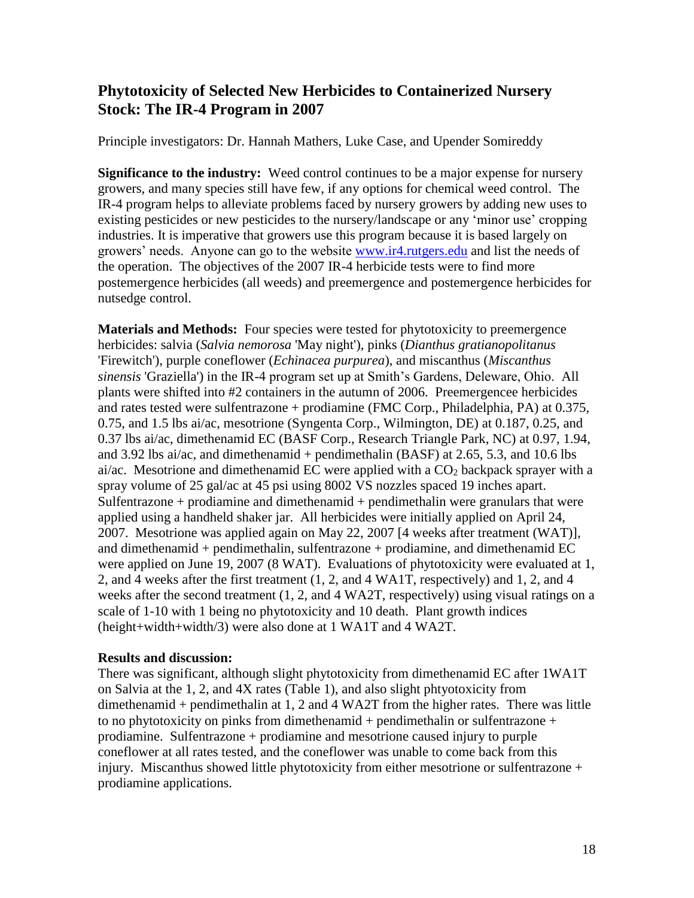## Phytotoxicity of Selected New Herbicides to Containerized Nursery Stock: The IR-4 Program in 2007

Principle investigators: Dr. Hannah Mathers, Luke Case, and Upender Somireddy

**Significance to the industry:** Weed control continues to be a major expense for nursery growers, and many species still have few, if any options for chemical weed control. The IR-4 program helps to alleviate problems faced by nursery growers by adding new uses to existing pesticides or new pesticides to the nursery/landscape or any 'minor use' cropping industries. It is imperative that growers use this program because it is based largely on growers' needs. Anyone can go to the website www.ir4.rutgers.edu and list the needs of the operation. The objectives of the 2007 IR-4 herbicide tests were to find more postemergence herbicides (all weeds) and preemergence and postemergence herbicides for nutsedge control.

**Materials and Methods:** Four species were tested for phytotoxicity to preemergence herbicides: salvia (*Salvia nemorosa* 'May night'), pinks (*Dianthus gratianopolitanus* 'Firewitch'), purple coneflower (*Echinacea purpurea*), and miscanthus (*Miscanthus sinensis* 'Graziella') in the IR-4 program set up at Smith's Gardens, Deleware, Ohio. All plants were shifted into #2 containers in the autumn of 2006. Preemergencee herbicides and rates tested were sulfentrazone + prodiamine (FMC Corp., Philadelphia, PA) at 0.375, 0.75, and 1.5 lbs ai/ac, mesotrione (Syngenta Corp., Wilmington, DE) at 0.187, 0.25, and 0.37 lbs ai/ac, dimethenamid EC (BASF Corp., Research Triangle Park, NC) at 0.97, 1.94, and 3.92 lbs ai/ac, and dimethenamid + pendimethalin (BASF) at 2.65, 5.3, and 10.6 lbs ai/ac. Mesotrione and dimethenamid EC were applied with a $CO_2$ backpack sprayer with a spray volume of 25 gal/ac at 45 psi using 8002 VS nozzles spaced 19 inches apart. Sulfentrazone + prodiamine and dimethenamid + pendimethalin were granulars that were applied using a handheld shaker jar. All herbicides were initially applied on April 24, 2007. Mesotrione was applied again on May 22, 2007 [4 weeks after treatment (WAT)], and dimethenamid + pendimethalin, sulfentrazone + prodiamine, and dimethenamid EC were applied on June 19, 2007 (8 WAT). Evaluations of phytotoxicity were evaluated at 1, 2, and 4 weeks after the first treatment (1, 2, and 4 WA1T, respectively) and 1, 2, and 4 weeks after the second treatment (1, 2, and 4 WA2T, respectively) using visual ratings on a scale of 1-10 with 1 being no phytotoxicity and 10 death. Plant growth indices (height+width+width/3) were also done at 1 WA1T and 4 WA2T.

**Results and discussion:**

There was significant, although slight phytotoxicity from dimethenamid EC after 1WA1T on Salvia at the 1, 2, and 4X rates (Table 1), and also slight phtyotoxicity from dimethenamid + pendimethalin at 1, 2 and 4 WA2T from the higher rates. There was little to no phytotoxicity on pinks from dimethenamid + pendimethalin or sulfentrazone + prodiamine. Sulfentrazone + prodiamine and mesotrione caused injury to purple coneflower at all rates tested, and the coneflower was unable to come back from this injury. Miscanthus showed little phytotoxicity from either mesotrione or sulfentrazone + prodiamine applications.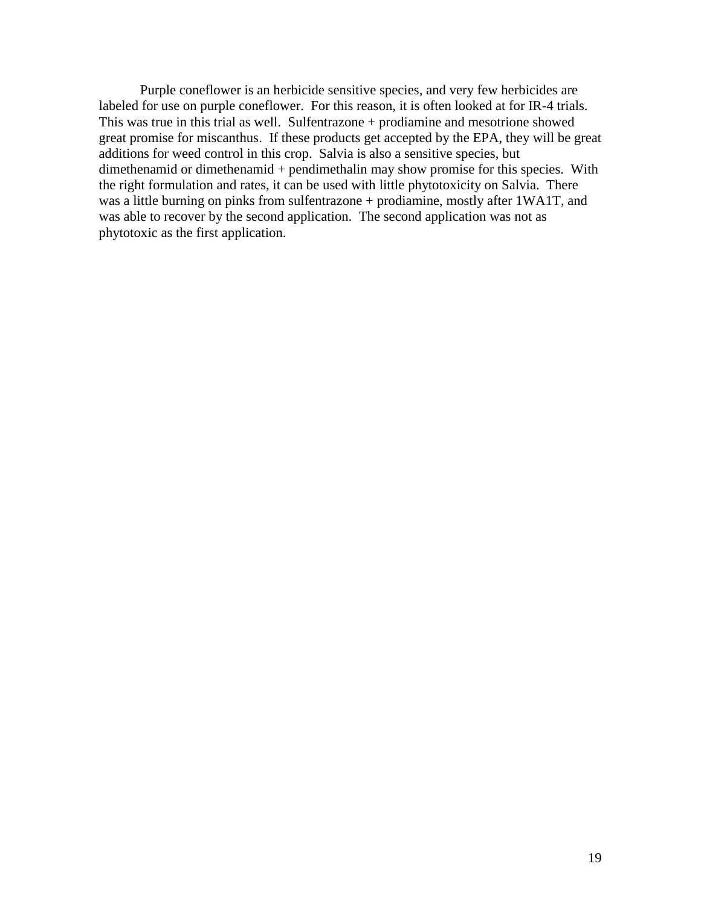Purple coneflower is an herbicide sensitive species, and very few herbicides are labeled for use on purple coneflower. For this reason, it is often looked at for IR-4 trials. This was true in this trial as well. Sulfentrazone + prodiamine and mesotrione showed great promise for miscanthus. If these products get accepted by the EPA, they will be great additions for weed control in this crop. Salvia is also a sensitive species, but dimethenamid or dimethenamid + pendimethalin may show promise for this species. With the right formulation and rates, it can be used with little phytotoxicity on Salvia. There was a little burning on pinks from sulfentrazone + prodiamine, mostly after 1WA1T, and was able to recover by the second application. The second application was not as phytotoxic as the first application.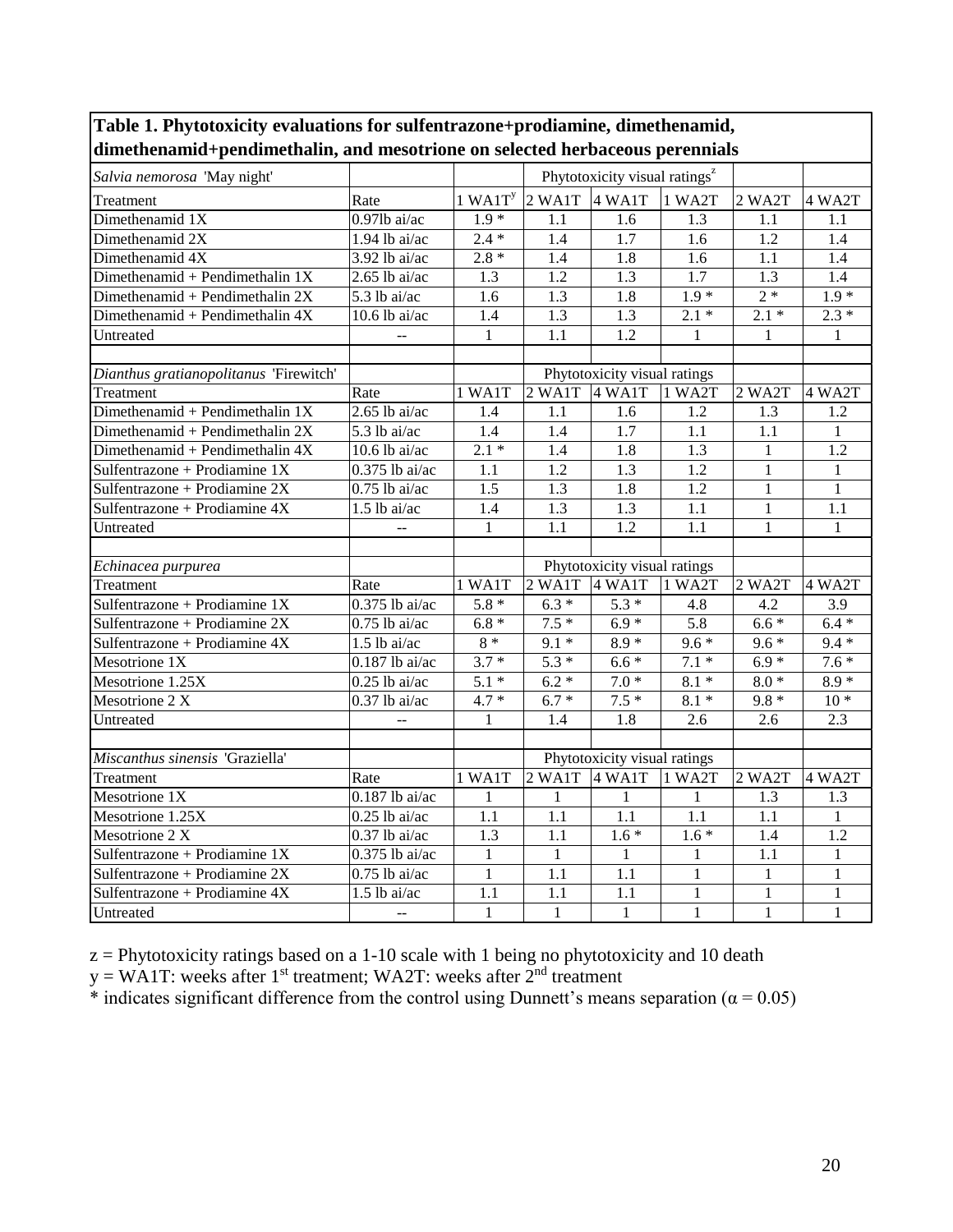**Table 1. Phytotoxicity evaluations for sulfentrazone+prodiamine, dimethenamid, dimethenamid+pendimethalin, and mesotrione on selected herbaceous perennials**

| *Salvia nemorosa* 'May night' | | Phytotoxicity visual ratings[z] | | | | | |
|---|---|---|---|---|---|---|---|
| Treatment | Rate | 1 WA1T[y] | 2 WA1T | 4 WA1T | 1 WA2T | 2 WA2T | 4 WA2T |
| Dimethenamid 1X | 0.97lb ai/ac | 1.9 * | 1.1 | 1.6 | 1.3 | 1.1 | 1.1 |
| Dimethenamid 2X | 1.94 lb ai/ac | 2.4 * | 1.4 | 1.7 | 1.6 | 1.2 | 1.4 |
| Dimethenamid 4X | 3.92 lb ai/ac | 2.8 * | 1.4 | 1.8 | 1.6 | 1.1 | 1.4 |
| Dimethenamid + Pendimethalin 1X | 2.65 lb ai/ac | 1.3 | 1.2 | 1.3 | 1.7 | 1.3 | 1.4 |
| Dimethenamid + Pendimethalin 2X | 5.3 lb ai/ac | 1.6 | 1.3 | 1.8 | 1.9 * | 2 * | 1.9 * |
| Dimethenamid + Pendimethalin 4X | 10.6 lb ai/ac | 1.4 | 1.3 | 1.3 | 2.1 * | 2.1 * | 2.3 * |
| Untreated | -- | 1 | 1.1 | 1.2 | 1 | 1 | 1 |
| | | | | | | | |
| *Dianthus gratianopolitanus* 'Firewitch' | | Phytotoxicity visual ratings | | | | | |
| Treatment | Rate | 1 WA1T | 2 WA1T | 4 WA1T | 1 WA2T | 2 WA2T | 4 WA2T |
| Dimethenamid + Pendimethalin 1X | 2.65 lb ai/ac | 1.4 | 1.1 | 1.6 | 1.2 | 1.3 | 1.2 |
| Dimethenamid + Pendimethalin 2X | 5.3 lb ai/ac | 1.4 | 1.4 | 1.7 | 1.1 | 1.1 | 1 |
| Dimethenamid + Pendimethalin 4X | 10.6 lb ai/ac | 2.1 * | 1.4 | 1.8 | 1.3 | 1 | 1.2 |
| Sulfentrazone + Prodiamine 1X | 0.375 lb ai/ac | 1.1 | 1.2 | 1.3 | 1.2 | 1 | 1 |
| Sulfentrazone + Prodiamine 2X | 0.75 lb ai/ac | 1.5 | 1.3 | 1.8 | 1.2 | 1 | 1 |
| Sulfentrazone + Prodiamine 4X | 1.5 lb ai/ac | 1.4 | 1.3 | 1.3 | 1.1 | 1 | 1.1 |
| Untreated | -- | 1 | 1.1 | 1.2 | 1.1 | 1 | 1 |
| | | | | | | | |
| *Echinacea purpurea* | | Phytotoxicity visual ratings | | | | | |
| Treatment | Rate | 1 WA1T | 2 WA1T | 4 WA1T | 1 WA2T | 2 WA2T | 4 WA2T |
| Sulfentrazone + Prodiamine 1X | 0.375 lb ai/ac | 5.8 * | 6.3 * | 5.3 * | 4.8 | 4.2 | 3.9 |
| Sulfentrazone + Prodiamine 2X | 0.75 lb ai/ac | 6.8 * | 7.5 * | 6.9 * | 5.8 | 6.6 * | 6.4 * |
| Sulfentrazone + Prodiamine 4X | 1.5 lb ai/ac | 8 * | 9.1 * | 8.9 * | 9.6 * | 9.6 * | 9.4 * |
| Mesotrione 1X | 0.187 lb ai/ac | 3.7 * | 5.3 * | 6.6 * | 7.1 * | 6.9 * | 7.6 * |
| Mesotrione 1.25X | 0.25 lb ai/ac | 5.1 * | 6.2 * | 7.0 * | 8.1 * | 8.0 * | 8.9 * |
| Mesotrione 2 X | 0.37 lb ai/ac | 4.7 * | 6.7 * | 7.5 * | 8.1 * | 9.8 * | 10 * |
| Untreated | -- | 1 | 1.4 | 1.8 | 2.6 | 2.6 | 2.3 |
| | | | | | | | |
| *Miscanthus sinensis* 'Graziella' | | Phytotoxicity visual ratings | | | | | |
| Treatment | Rate | 1 WA1T | 2 WA1T | 4 WA1T | 1 WA2T | 2 WA2T | 4 WA2T |
| Mesotrione 1X | 0.187 lb ai/ac | 1 | 1 | 1 | 1 | 1.3 | 1.3 |
| Mesotrione 1.25X | 0.25 lb ai/ac | 1.1 | 1.1 | 1.1 | 1.1 | 1.1 | 1 |
| Mesotrione 2 X | 0.37 lb ai/ac | 1.3 | 1.1 | 1.6 * | 1.6 * | 1.4 | 1.2 |
| Sulfentrazone + Prodiamine 1X | 0.375 lb ai/ac | 1 | 1 | 1 | 1 | 1.1 | 1 |
| Sulfentrazone + Prodiamine 2X | 0.75 lb ai/ac | 1 | 1.1 | 1.1 | 1 | 1 | 1 |
| Sulfentrazone + Prodiamine 4X | 1.5 lb ai/ac | 1.1 | 1.1 | 1.1 | 1 | 1 | 1 |
| Untreated | -- | 1 | 1 | 1 | 1 | 1 | 1 |

z = Phytotoxicity ratings based on a 1-10 scale with 1 being no phytotoxicity and 10 death

y = WA1T: weeks after 1st treatment; WA2T: weeks after 2nd treatment

* indicates significant difference from the control using Dunnett's means separation ($\alpha = 0.05$)